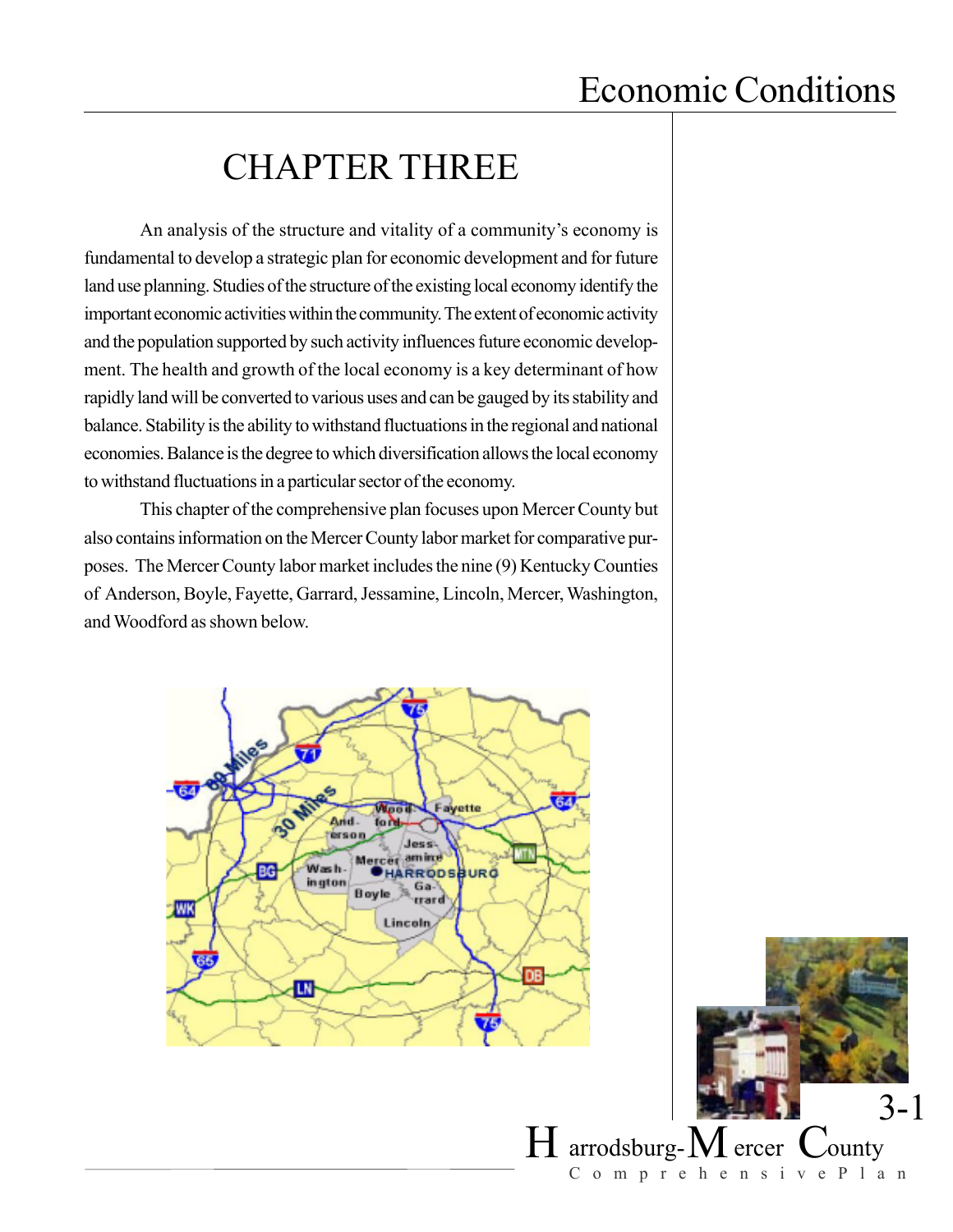# CHAPTER THREE

An analysis of the structure and vitality of a community's economy is fundamental to develop a strategic plan for economic development and for future land use planning. Studies of the structure of the existing local economy identify the important economic activities within the community. The extent of economic activity and the population supported by such activity influences future economic development. The health and growth of the local economy is a key determinant of how rapidly land will be converted to various uses and can be gauged by its stability and balance. Stability is the ability to withstand fluctuations in the regional and national economies. Balance is the degree to which diversification allows the local economy to withstand fluctuations in a particular sector of the economy.

This chapter of the comprehensive plan focuses upon Mercer County but also contains information on the Mercer County labor market for comparative purposes. The Mercer County labor market includes the nine (9) Kentucky Counties of Anderson, Boyle, Fayette, Garrard, Jessamine, Lincoln, Mercer, Washington, and Woodford as shown below.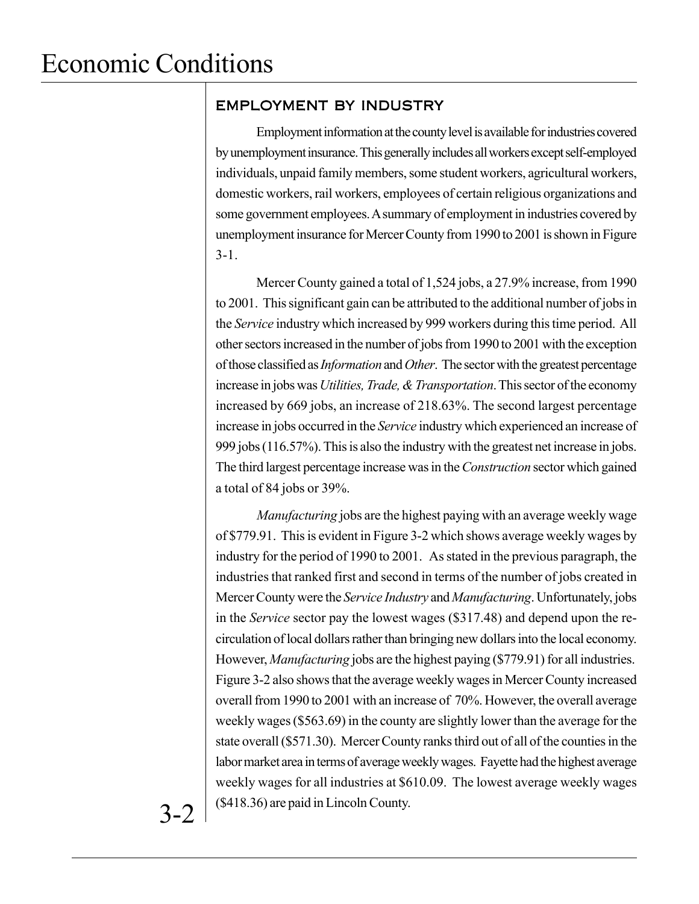# Economic Conditions

## EMPLOYMENT BY INDUSTRY

Employment information at the county level is available for industries covered by unemployment insurance. This generally includes all workers except self-employed individuals, unpaid family members, some student workers, agricultural workers, domestic workers, rail workers, employees of certain religious organizations and some government employees. A summary of employment in industries covered by unemployment insurance for Mercer County from 1990 to 2001 is shown in Figure 3-1.

Mercer County gained a total of 1,524 jobs, a 27.9% increase, from 1990 to 2001. This significant gain can be attributed to the additional number of jobs in the *Service* industry which increased by 999 workers during this time period. All other sectors increased in the number of jobs from 1990 to 2001 with the exception of those classified as *Information* and *Other*. The sector with the greatest percentage increase in jobs was *Utilities, Trade, & Transportation*. This sector of the economy increased by 669 jobs, an increase of 218.63%. The second largest percentage increase in jobs occurred in the *Service* industry which experienced an increase of 999 jobs (116.57%). This is also the industry with the greatest net increase in jobs. The third largest percentage increase was in the *Construction* sector which gained a total of 84 jobs or 39%.

*Manufacturing* jobs are the highest paying with an average weekly wage of $779.91. This is evident in Figure 3-2 which shows average weekly wages by industry for the period of 1990 to 2001. As stated in the previous paragraph, the industries that ranked first and second in terms of the number of jobs created in Mercer County were the *Service Industry* and *Manufacturing*. Unfortunately, jobs in the *Service* sector pay the lowest wages ($317.48) and depend upon the re-circulation of local dollars rather than bringing new dollars into the local economy. However, *Manufacturing* jobs are the highest paying ($779.91) for all industries. Figure 3-2 also shows that the average weekly wages in Mercer County increased overall from 1990 to 2001 with an increase of 70%. However, the overall average weekly wages ($563.69) in the county are slightly lower than the average for the state overall ($571.30). Mercer County ranks third out of all of the counties in the labor market area in terms of average weekly wages. Fayette had the highest average weekly wages for all industries at $610.09. The lowest average weekly wages ($418.36) are paid in Lincoln County.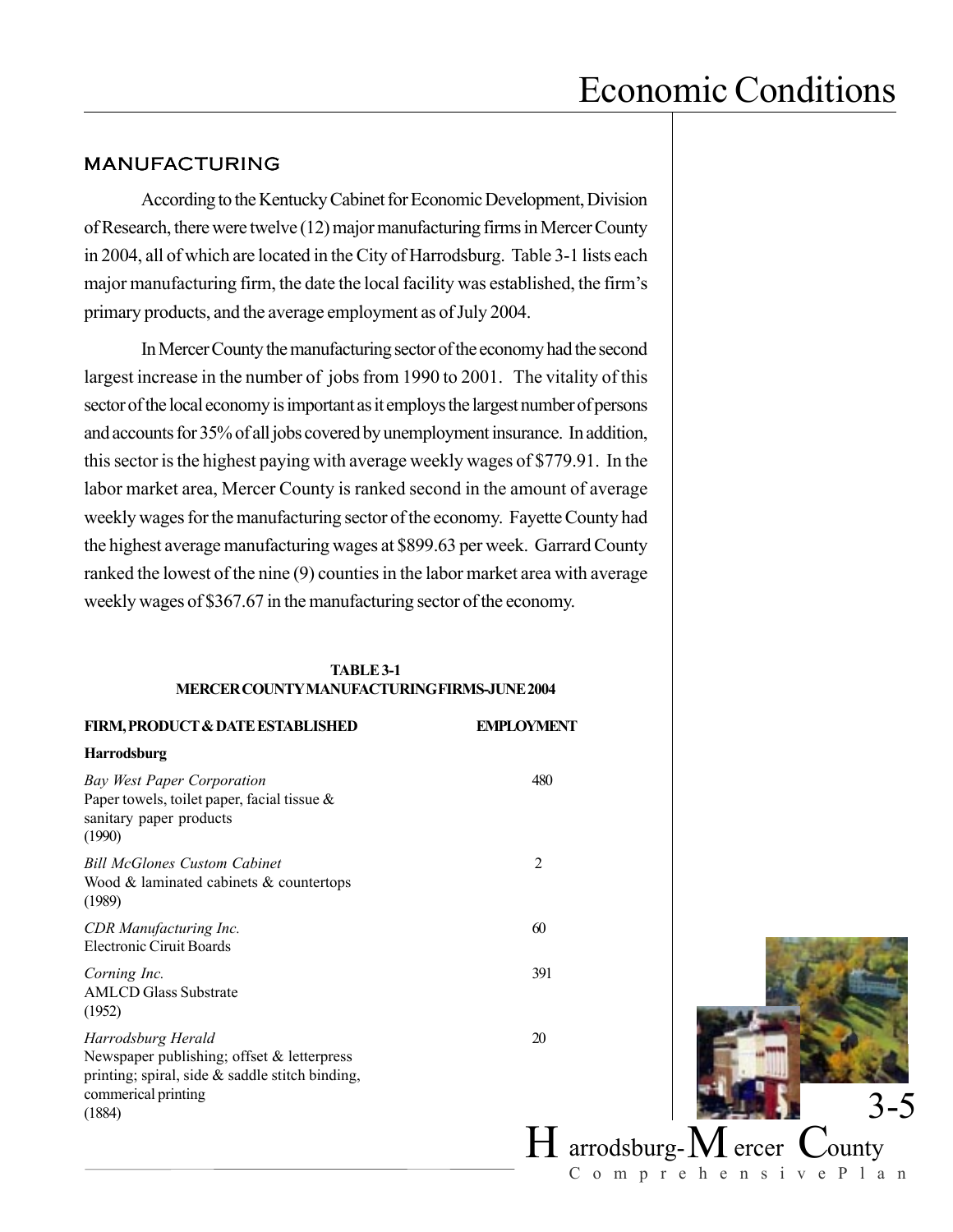## MANUFACTURING

According to the Kentucky Cabinet for Economic Development, Division of Research, there were twelve (12) major manufacturing firms in Mercer County in 2004, all of which are located in the City of Harrodsburg. Table 3-1 lists each major manufacturing firm, the date the local facility was established, the firm's primary products, and the average employment as of July 2004.

In Mercer County the manufacturing sector of the economy had the second largest increase in the number of jobs from 1990 to 2001. The vitality of this sector of the local economy is important as it employs the largest number of persons and accounts for 35% of all jobs covered by unemployment insurance. In addition, this sector is the highest paying with average weekly wages of $779.91. In the labor market area, Mercer County is ranked second in the amount of average weekly wages for the manufacturing sector of the economy. Fayette County had the highest average manufacturing wages at $899.63 per week. Garrard County ranked the lowest of the nine (9) counties in the labor market area with average weekly wages of $367.67 in the manufacturing sector of the economy.

**TABLE 3-1**
**MERCER COUNTY MANUFACTURING FIRMS-JUNE 2004**

| FIRM, PRODUCT & DATE ESTABLISHED | EMPLOYMENT |
|---|---|
| **Harrodsburg** | |
| *Bay West Paper Corporation*<br>Paper towels, toilet paper, facial tissue & sanitary paper products<br>(1990) | 480 |
| *Bill McGlones Custom Cabinet*<br>Wood & laminated cabinets & countertops<br>(1989) | 2 |
| *CDR Manufacturing Inc.*<br>Electronic Ciruit Boards | 60 |
| *Corning Inc.*<br>AMLCD Glass Substrate<br>(1952) | 391 |
| *Harrodsburg Herald*<br>Newspaper publishing; offset & letterpress printing; spiral, side & saddle stitch binding, commerical printing<br>(1884) | 20 |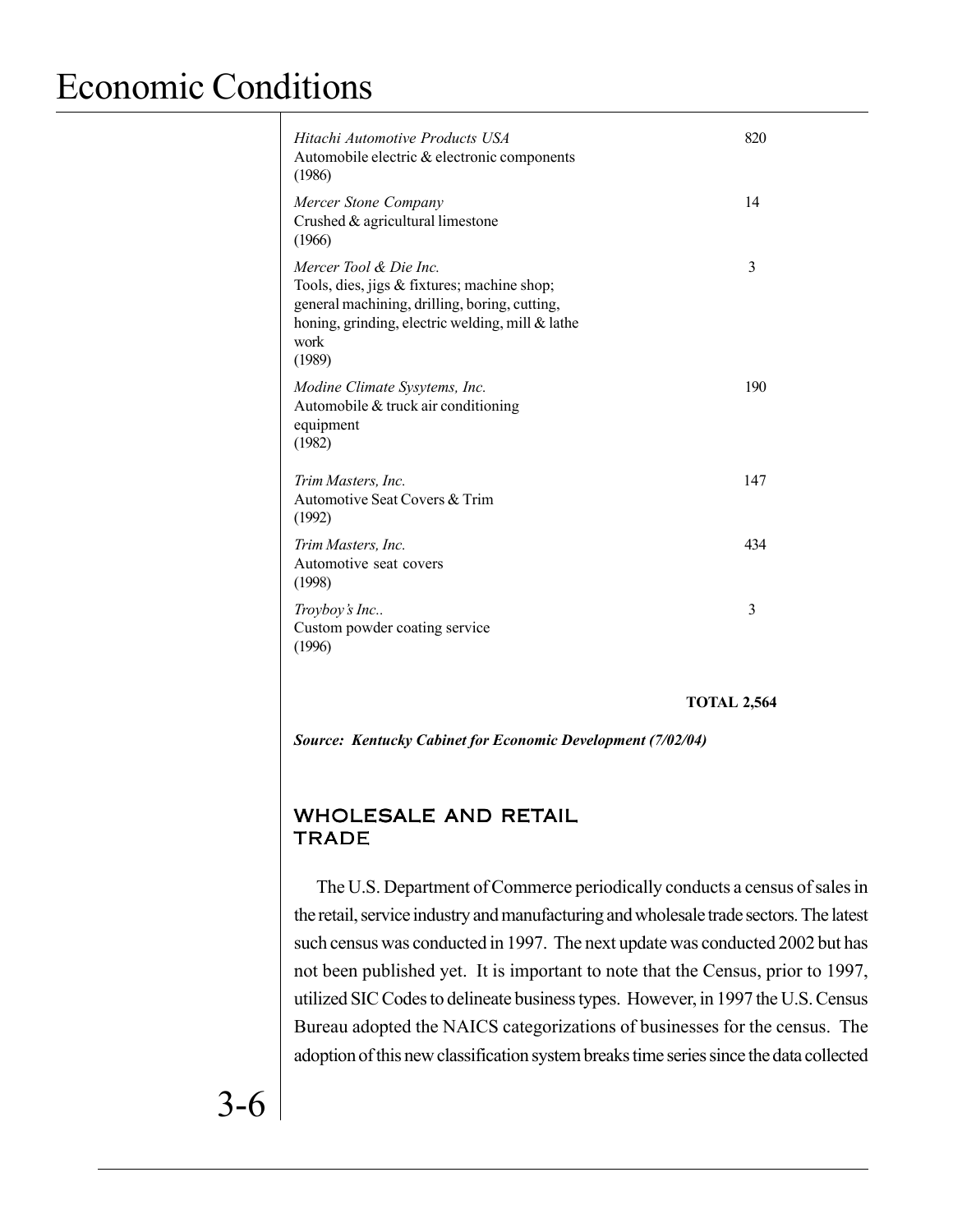| Company | Employees |
|---|---|
| *Hitachi Automotive Products USA*<br>Automobile electric & electronic components<br>(1986) | 820 |
| *Mercer Stone Company*<br>Crushed & agricultural limestone<br>(1966) | 14 |
| *Mercer Tool & Die Inc.*<br>Tools, dies, jigs & fixtures; machine shop; general machining, drilling, boring, cutting, honing, grinding, electric welding, mill & lathe work<br>(1989) | 3 |
| *Modine Climate Sysytems, Inc.*<br>Automobile & truck air conditioning equipment<br>(1982) | 190 |
| *Trim Masters, Inc.*<br>Automotive Seat Covers & Trim<br>(1992) | 147 |
| *Trim Masters, Inc.*<br>Automotive seat covers<br>(1998) | 434 |
| *Troyboy's Inc..*<br>Custom powder coating service<br>(1996) | 3 |
| | **TOTAL 2,564** |

***Source: Kentucky Cabinet for Economic Development (7/02/04)***

## WHOLESALE AND RETAIL TRADE

The U.S. Department of Commerce periodically conducts a census of sales in the retail, service industry and manufacturing and wholesale trade sectors. The latest such census was conducted in 1997. The next update was conducted 2002 but has not been published yet. It is important to note that the Census, prior to 1997, utilized SIC Codes to delineate business types. However, in 1997 the U.S. Census Bureau adopted the NAICS categorizations of businesses for the census. The adoption of this new classification system breaks time series since the data collected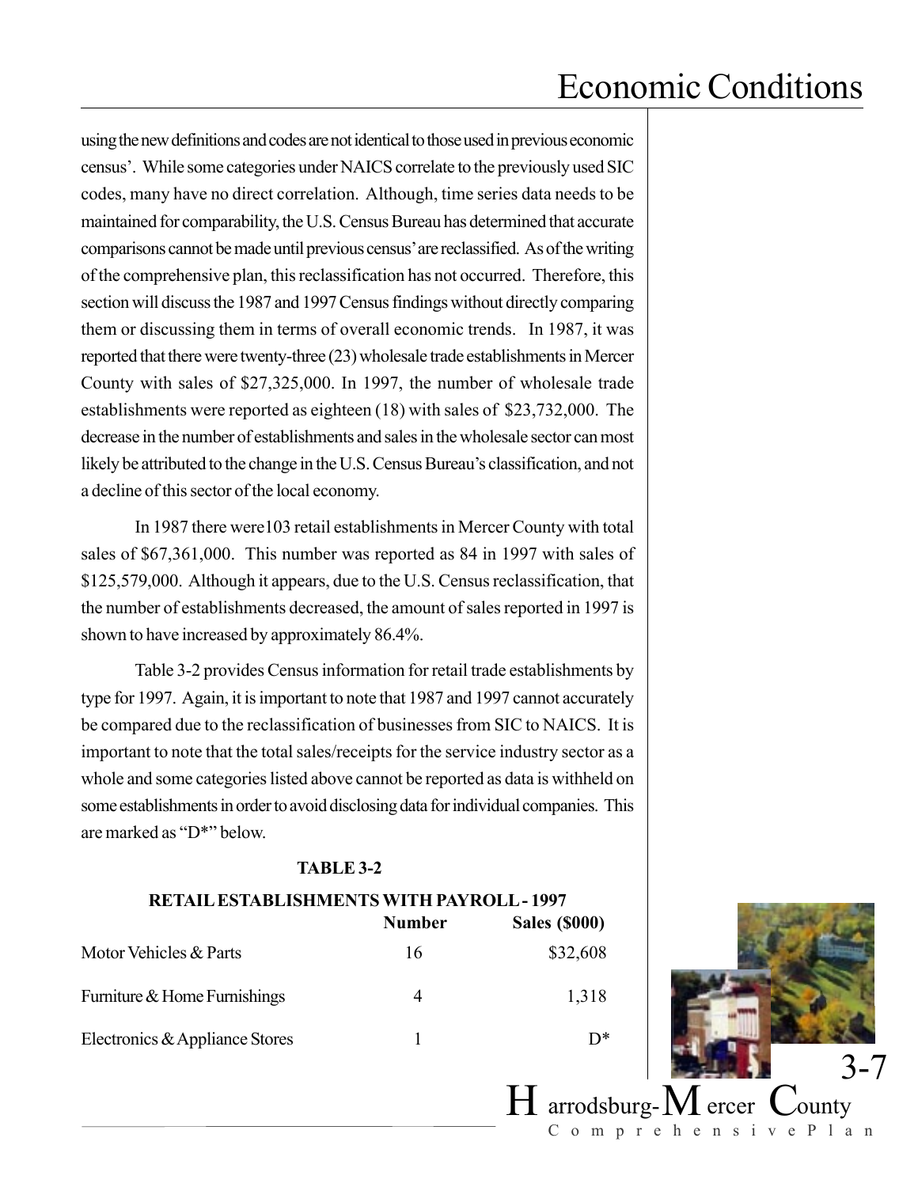using the new definitions and codes are not identical to those used in previous economic census'. While some categories under NAICS correlate to the previously used SIC codes, many have no direct correlation. Although, time series data needs to be maintained for comparability, the U.S. Census Bureau has determined that accurate comparisons cannot be made until previous census' are reclassified. As of the writing of the comprehensive plan, this reclassification has not occurred. Therefore, this section will discuss the 1987 and 1997 Census findings without directly comparing them or discussing them in terms of overall economic trends. In 1987, it was reported that there were twenty-three (23) wholesale trade establishments in Mercer County with sales of $27,325,000. In 1997, the number of wholesale trade establishments were reported as eighteen (18) with sales of $23,732,000. The decrease in the number of establishments and sales in the wholesale sector can most likely be attributed to the change in the U.S. Census Bureau's classification, and not a decline of this sector of the local economy.

In 1987 there were103 retail establishments in Mercer County with total sales of $67,361,000. This number was reported as 84 in 1997 with sales of $125,579,000. Although it appears, due to the U.S. Census reclassification, that the number of establishments decreased, the amount of sales reported in 1997 is shown to have increased by approximately 86.4%.

Table 3-2 provides Census information for retail trade establishments by type for 1997. Again, it is important to note that 1987 and 1997 cannot accurately be compared due to the reclassification of businesses from SIC to NAICS. It is important to note that the total sales/receipts for the service industry sector as a whole and some categories listed above cannot be reported as data is withheld on some establishments in order to avoid disclosing data for individual companies. This are marked as "D*" below.

**TABLE 3-2**

**RETAIL ESTABLISHMENTS WITH PAYROLL - 1997**

| | **Number** | **Sales ($000)** |
|---|---|---|
| Motor Vehicles & Parts | 16 | $32,608 |
| Furniture & Home Furnishings | 4 | 1,318 |
| Electronics & Appliance Stores | 1 | D* |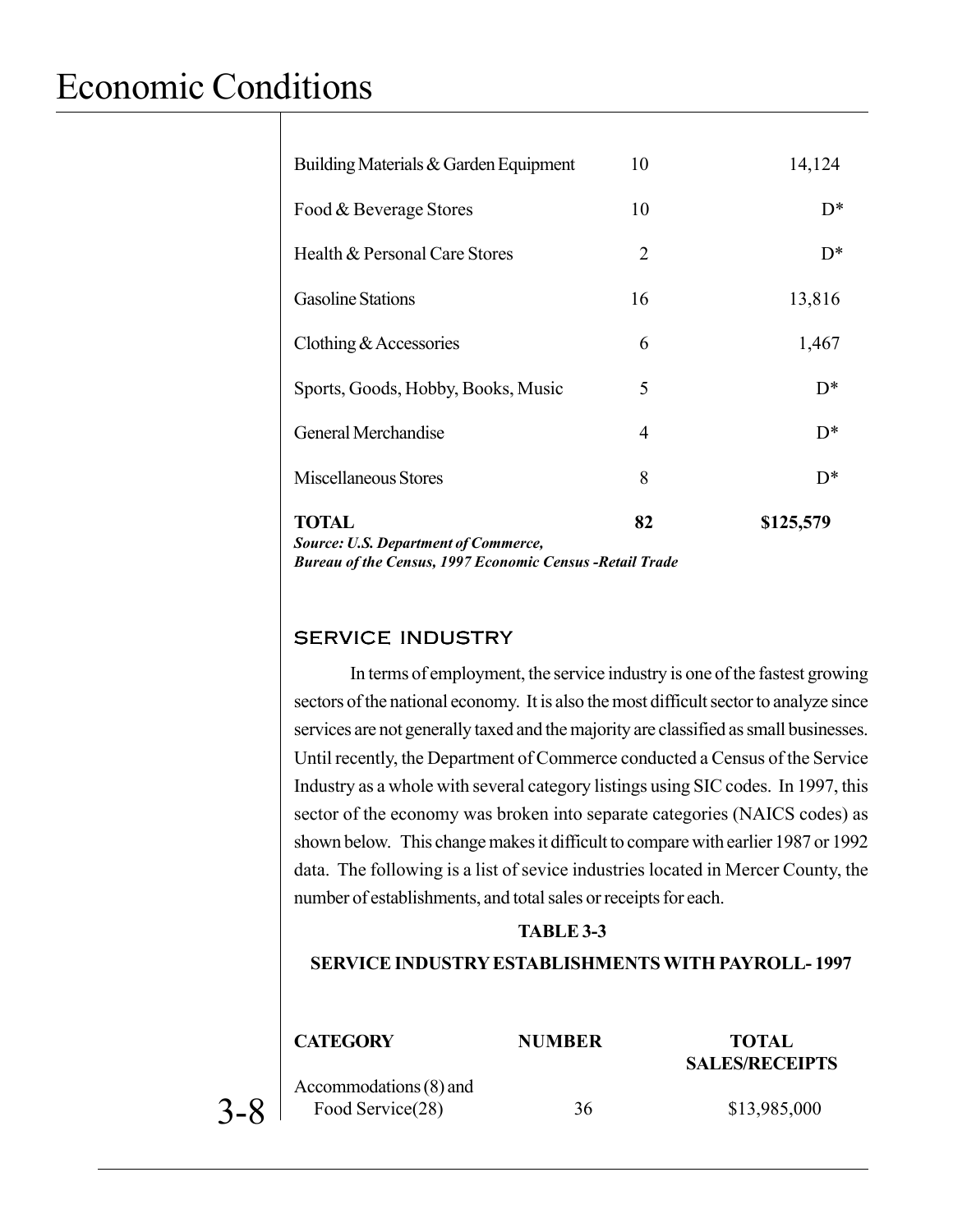| | | |
|---|---|---|
| Building Materials & Garden Equipment | 10 | 14,124 |
| Food & Beverage Stores | 10 | D* |
| Health & Personal Care Stores | 2 | D* |
| Gasoline Stations | 16 | 13,816 |
| Clothing & Accessories | 6 | 1,467 |
| Sports, Goods, Hobby, Books, Music | 5 | D* |
| General Merchandise | 4 | D* |
| Miscellaneous Stores | 8 | D* |
| **TOTAL** | **82** | **$125,579** |

***Source: U.S. Department of Commerce, Bureau of the Census, 1997 Economic Census -Retail Trade***

## SERVICE INDUSTRY

In terms of employment, the service industry is one of the fastest growing sectors of the national economy. It is also the most difficult sector to analyze since services are not generally taxed and the majority are classified as small businesses. Until recently, the Department of Commerce conducted a Census of the Service Industry as a whole with several category listings using SIC codes. In 1997, this sector of the economy was broken into separate categories (NAICS codes) as shown below. This change makes it difficult to compare with earlier 1987 or 1992 data. The following is a list of sevice industries located in Mercer County, the number of establishments, and total sales or receipts for each.

**TABLE 3-3**

**SERVICE INDUSTRY ESTABLISHMENTS WITH PAYROLL- 1997**

| CATEGORY | NUMBER | TOTAL SALES/RECEIPTS |
|---|---|---|
| Accommodations (8) and Food Service(28) | 36 | $13,985,000 |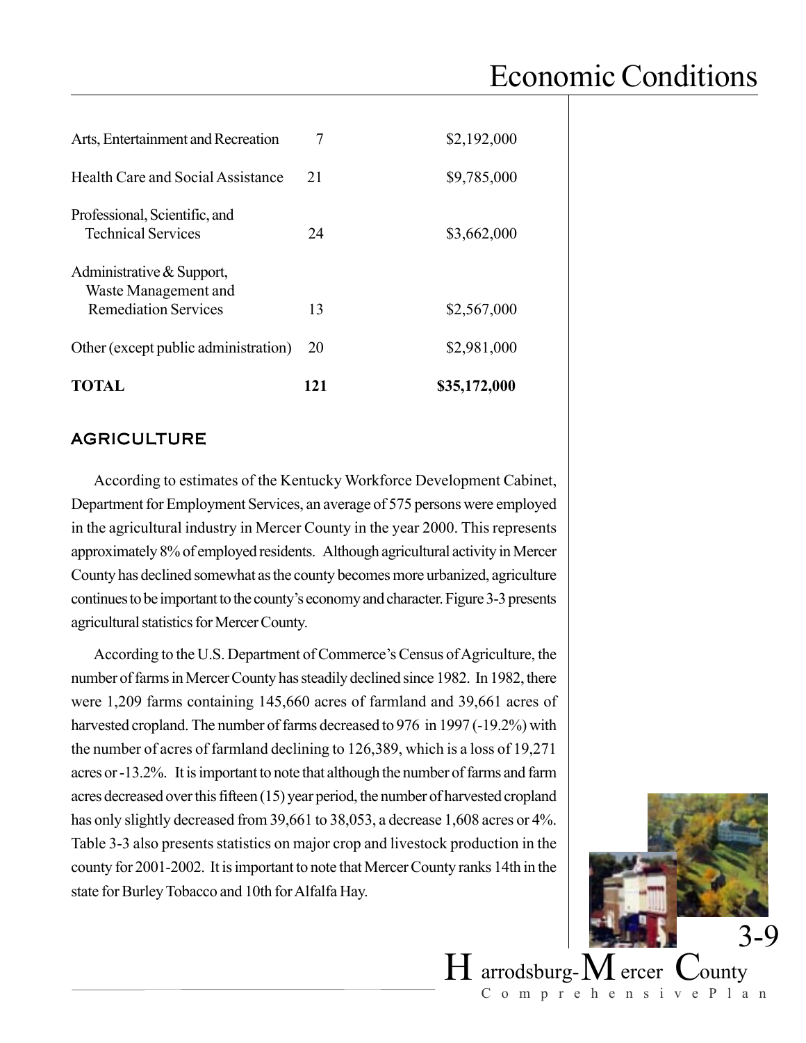| | | |
|---|---|---|
| Arts, Entertainment and Recreation | 7 | $2,192,000 |
| Health Care and Social Assistance | 21 | $9,785,000 |
| Professional, Scientific, and Technical Services | 24 | $3,662,000 |
| Administrative & Support, Waste Management and Remediation Services | 13 | $2,567,000 |
| Other (except public administration) | 20 | $2,981,000 |
| **TOTAL** | **121** | **$35,172,000** |

## AGRICULTURE

According to estimates of the Kentucky Workforce Development Cabinet, Department for Employment Services, an average of 575 persons were employed in the agricultural industry in Mercer County in the year 2000. This represents approximately 8% of employed residents. Although agricultural activity in Mercer County has declined somewhat as the county becomes more urbanized, agriculture continues to be important to the county's economy and character. Figure 3-3 presents agricultural statistics for Mercer County.

According to the U.S. Department of Commerce's Census of Agriculture, the number of farms in Mercer County has steadily declined since 1982. In 1982, there were 1,209 farms containing 145,660 acres of farmland and 39,661 acres of harvested cropland. The number of farms decreased to 976 in 1997 (-19.2%) with the number of acres of farmland declining to 126,389, which is a loss of 19,271 acres or -13.2%. It is important to note that although the number of farms and farm acres decreased over this fifteen (15) year period, the number of harvested cropland has only slightly decreased from 39,661 to 38,053, a decrease 1,608 acres or 4%. Table 3-3 also presents statistics on major crop and livestock production in the county for 2001-2002. It is important to note that Mercer County ranks 14th in the state for Burley Tobacco and 10th for Alfalfa Hay.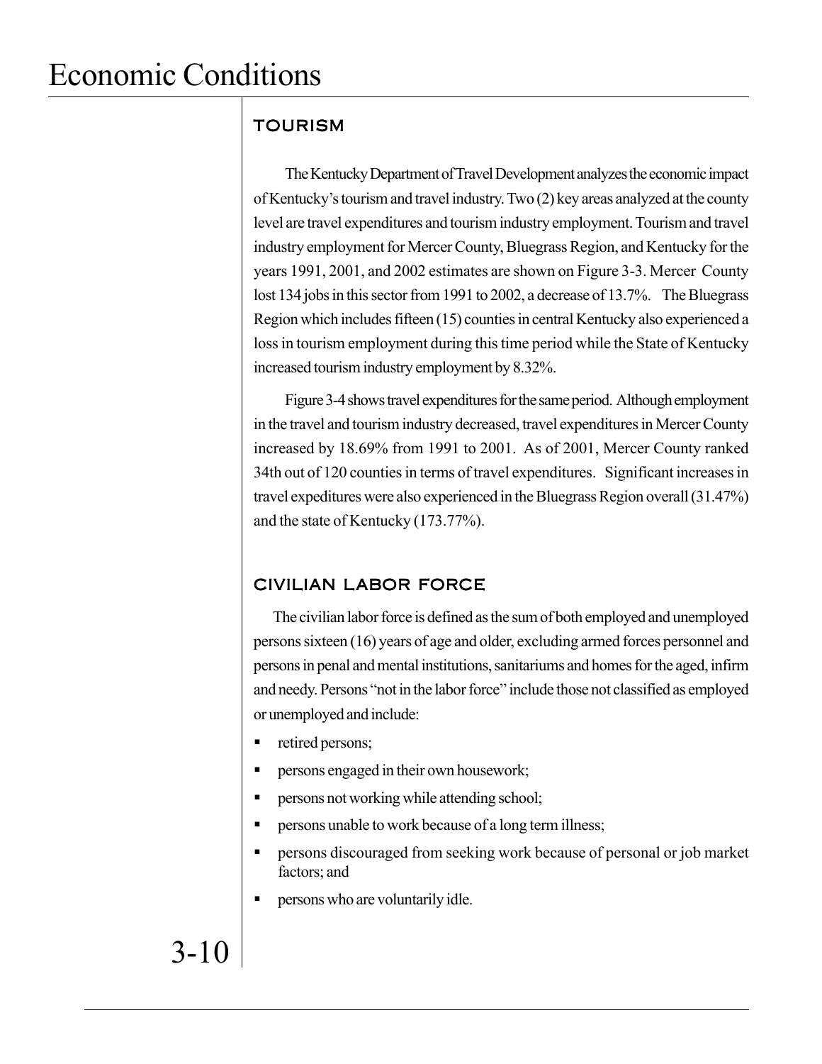## TOURISM

The Kentucky Department of Travel Development analyzes the economic impact of Kentucky's tourism and travel industry. Two (2) key areas analyzed at the county level are travel expenditures and tourism industry employment. Tourism and travel industry employment for Mercer County, Bluegrass Region, and Kentucky for the years 1991, 2001, and 2002 estimates are shown on Figure 3-3. Mercer County lost 134 jobs in this sector from 1991 to 2002, a decrease of 13.7%. The Bluegrass Region which includes fifteen (15) counties in central Kentucky also experienced a loss in tourism employment during this time period while the State of Kentucky increased tourism industry employment by 8.32%.

Figure 3-4 shows travel expenditures for the same period. Although employment in the travel and tourism industry decreased, travel expenditures in Mercer County increased by 18.69% from 1991 to 2001. As of 2001, Mercer County ranked 34th out of 120 counties in terms of travel expenditures. Significant increases in travel expeditures were also experienced in the Bluegrass Region overall (31.47%) and the state of Kentucky (173.77%).

## CIVILIAN LABOR FORCE

The civilian labor force is defined as the sum of both employed and unemployed persons sixteen (16) years of age and older, excluding armed forces personnel and persons in penal and mental institutions, sanitariums and homes for the aged, infirm and needy. Persons "not in the labor force" include those not classified as employed or unemployed and include:

- retired persons;
- persons engaged in their own housework;
- persons not working while attending school;
- persons unable to work because of a long term illness;
- persons discouraged from seeking work because of personal or job market factors; and
- persons who are voluntarily idle.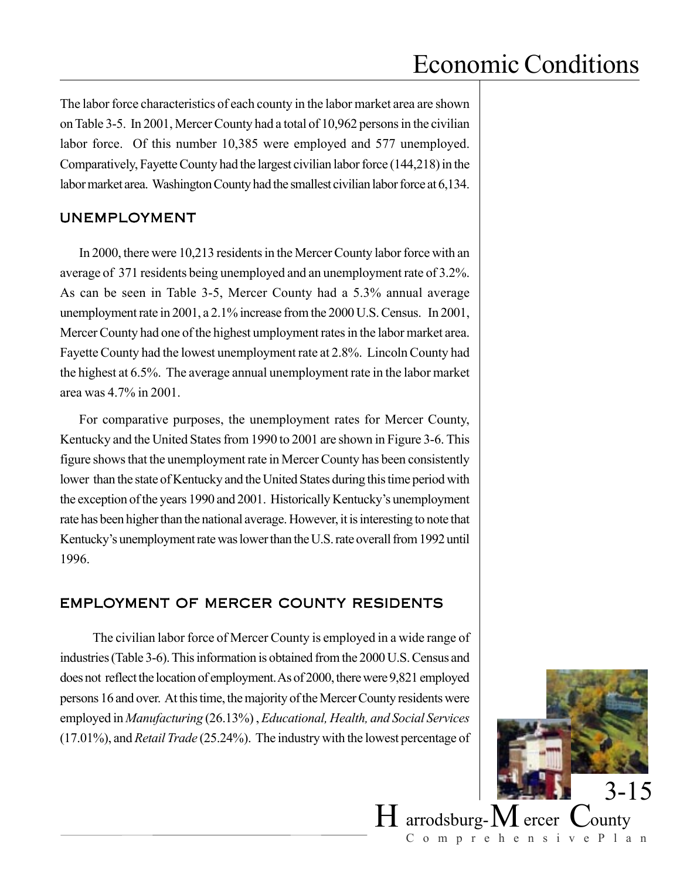The labor force characteristics of each county in the labor market area are shown on Table 3-5. In 2001, Mercer County had a total of 10,962 persons in the civilian labor force. Of this number 10,385 were employed and 577 unemployed. Comparatively, Fayette County had the largest civilian labor force (144,218) in the labor market area. Washington County had the smallest civilian labor force at 6,134.

## UNEMPLOYMENT

In 2000, there were 10,213 residents in the Mercer County labor force with an average of 371 residents being unemployed and an unemployment rate of 3.2%. As can be seen in Table 3-5, Mercer County had a 5.3% annual average unemployment rate in 2001, a 2.1% increase from the 2000 U.S. Census. In 2001, Mercer County had one of the highest umployment rates in the labor market area. Fayette County had the lowest unemployment rate at 2.8%. Lincoln County had the highest at 6.5%. The average annual unemployment rate in the labor market area was 4.7% in 2001.

For comparative purposes, the unemployment rates for Mercer County, Kentucky and the United States from 1990 to 2001 are shown in Figure 3-6. This figure shows that the unemployment rate in Mercer County has been consistently lower than the state of Kentucky and the United States during this time period with the exception of the years 1990 and 2001. Historically Kentucky's unemployment rate has been higher than the national average. However, it is interesting to note that Kentucky's unemployment rate was lower than the U.S. rate overall from 1992 until 1996.

## EMPLOYMENT OF MERCER COUNTY RESIDENTS

The civilian labor force of Mercer County is employed in a wide range of industries (Table 3-6). This information is obtained from the 2000 U.S. Census and does not reflect the location of employment. As of 2000, there were 9,821 employed persons 16 and over. At this time, the majority of the Mercer County residents were employed in *Manufacturing* (26.13%) , *Educational, Health, and Social Services* (17.01%), and *Retail Trade* (25.24%). The industry with the lowest percentage of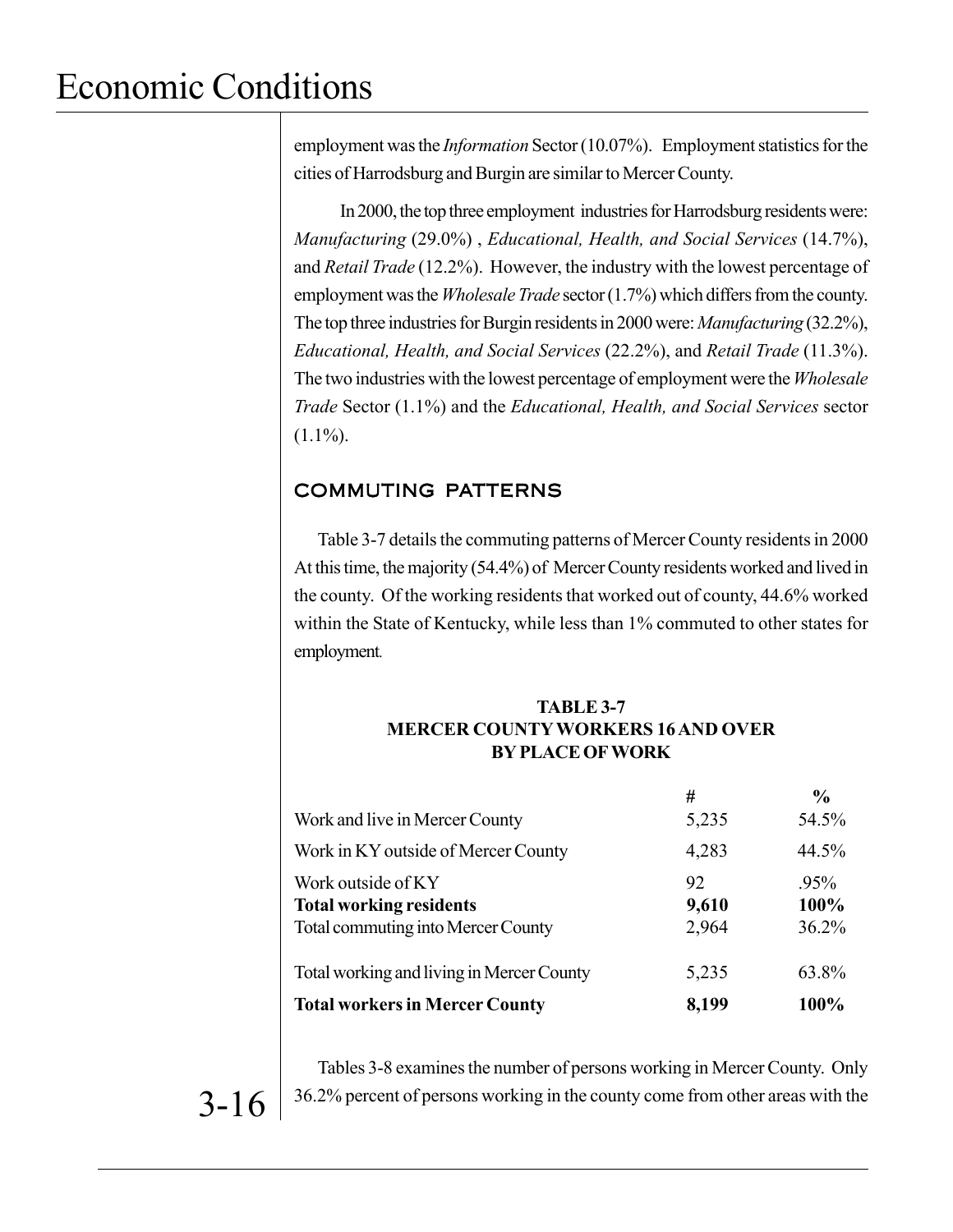employment was the *Information* Sector (10.07%). Employment statistics for the cities of Harrodsburg and Burgin are similar to Mercer County.

In 2000, the top three employment industries for Harrodsburg residents were: *Manufacturing* (29.0%) , *Educational, Health, and Social Services* (14.7%), and *Retail Trade* (12.2%). However, the industry with the lowest percentage of employment was the *Wholesale Trade* sector (1.7%) which differs from the county. The top three industries for Burgin residents in 2000 were: *Manufacturing* (32.2%), *Educational, Health, and Social Services* (22.2%), and *Retail Trade* (11.3%). The two industries with the lowest percentage of employment were the *Wholesale Trade* Sector (1.1%) and the *Educational, Health, and Social Services* sector (1.1%).

## COMMUTING PATTERNS

Table 3-7 details the commuting patterns of Mercer County residents in 2000 At this time, the majority (54.4%) of Mercer County residents worked and lived in the county. Of the working residents that worked out of county, 44.6% worked within the State of Kentucky, while less than 1% commuted to other states for employment.

**TABLE 3-7**
**MERCER COUNTY WORKERS 16 AND OVER**
**BY PLACE OF WORK**

| | # | % |
|---|---|---|
| Work and live in Mercer County | 5,235 | 54.5% |
| Work in KY outside of Mercer County | 4,283 | 44.5% |
| Work outside of KY | 92 | .95% |
| **Total working residents** | **9,610** | **100%** |
| Total commuting into Mercer County | 2,964 | 36.2% |
| Total working and living in Mercer County | 5,235 | 63.8% |
| **Total workers in Mercer County** | **8,199** | **100%** |

Tables 3-8 examines the number of persons working in Mercer County. Only 36.2% percent of persons working in the county come from other areas with the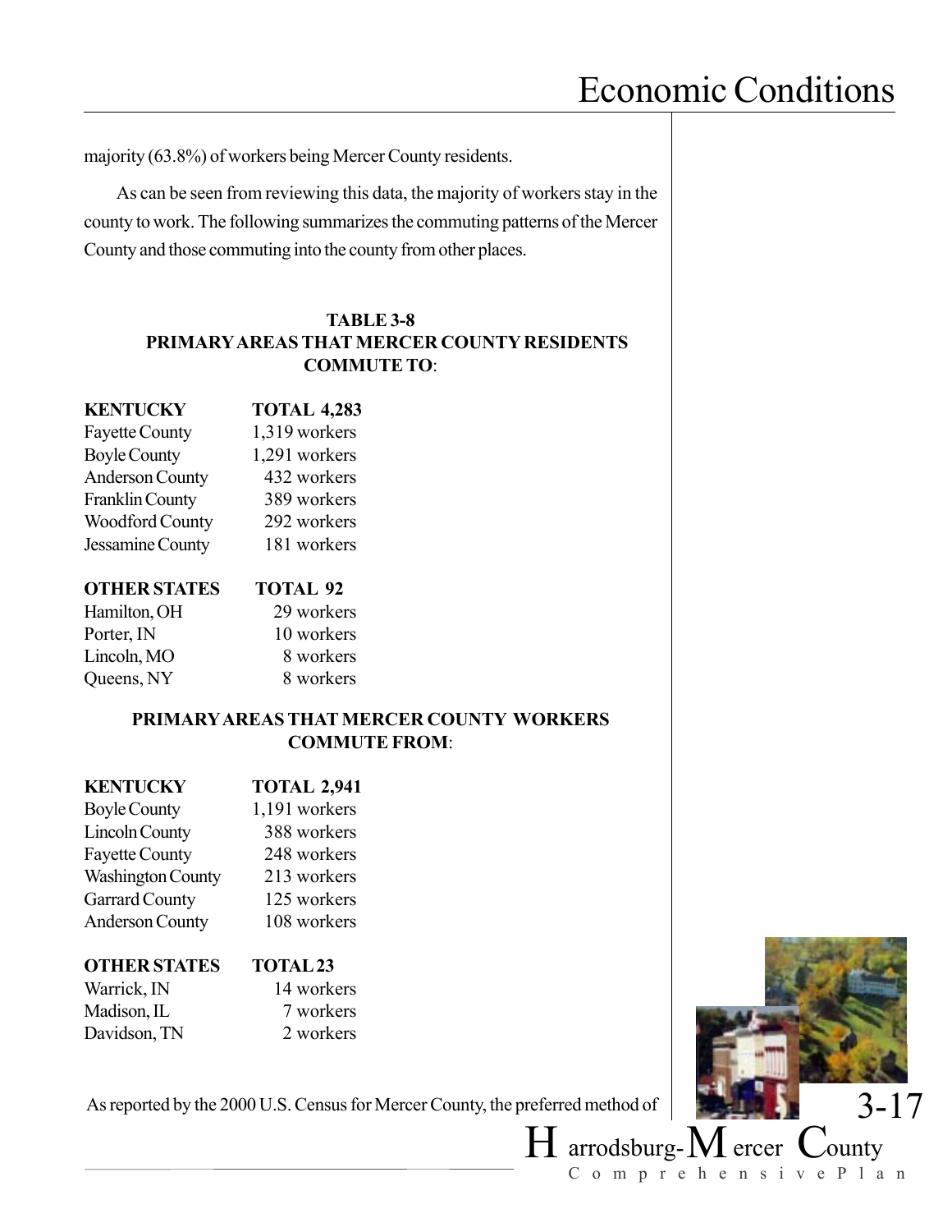majority (63.8%) of workers being Mercer County residents.

As can be seen from reviewing this data, the majority of workers stay in the county to work. The following summarizes the commuting patterns of the Mercer County and those commuting into the county from other places.

**TABLE 3-8**
**PRIMARY AREAS THAT MERCER COUNTY RESIDENTS COMMUTE TO**:

| KENTUCKY | TOTAL 4,283 |
|---|---|
| Fayette County | 1,319 workers |
| Boyle County | 1,291 workers |
| Anderson County | 432 workers |
| Franklin County | 389 workers |
| Woodford County | 292 workers |
| Jessamine County | 181 workers |

| OTHER STATES | TOTAL 92 |
|---|---|
| Hamilton, OH | 29 workers |
| Porter, IN | 10 workers |
| Lincoln, MO | 8 workers |
| Queens, NY | 8 workers |

**PRIMARY AREAS THAT MERCER COUNTY WORKERS COMMUTE FROM**:

| KENTUCKY | TOTAL 2,941 |
|---|---|
| Boyle County | 1,191 workers |
| Lincoln County | 388 workers |
| Fayette County | 248 workers |
| Washington County | 213 workers |
| Garrard County | 125 workers |
| Anderson County | 108 workers |

| OTHER STATES | TOTAL 23 |
|---|---|
| Warrick, IN | 14 workers |
| Madison, IL | 7 workers |
| Davidson, TN | 2 workers |

As reported by the 2000 U.S. Census for Mercer County, the preferred method of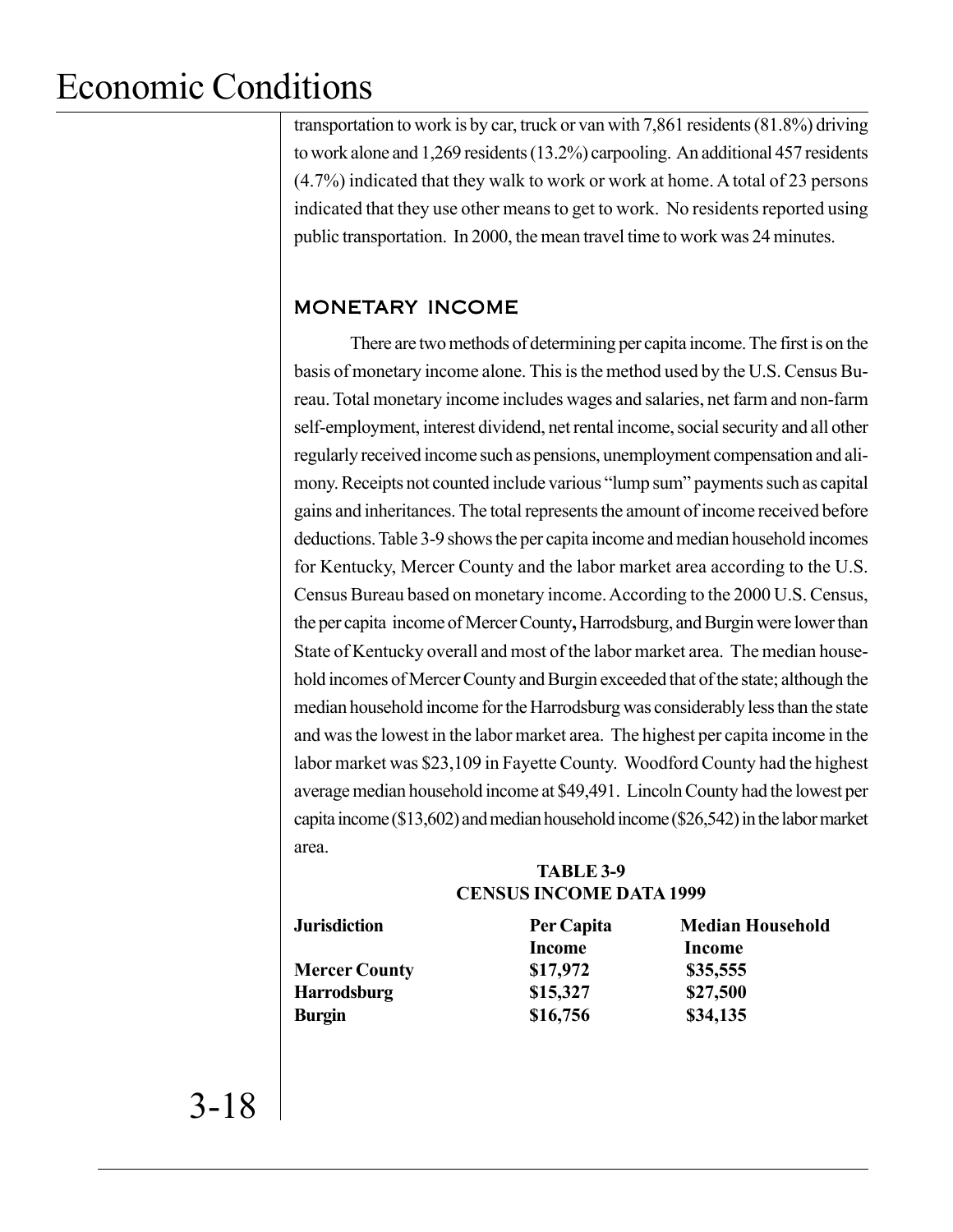transportation to work is by car, truck or van with 7,861 residents (81.8%) driving to work alone and 1,269 residents (13.2%) carpooling. An additional 457 residents (4.7%) indicated that they walk to work or work at home. A total of 23 persons indicated that they use other means to get to work. No residents reported using public transportation. In 2000, the mean travel time to work was 24 minutes.

## MONETARY INCOME

There are two methods of determining per capita income. The first is on the basis of monetary income alone. This is the method used by the U.S. Census Bureau. Total monetary income includes wages and salaries, net farm and non-farm self-employment, interest dividend, net rental income, social security and all other regularly received income such as pensions, unemployment compensation and alimony. Receipts not counted include various "lump sum" payments such as capital gains and inheritances. The total represents the amount of income received before deductions. Table 3-9 shows the per capita income and median household incomes for Kentucky, Mercer County and the labor market area according to the U.S. Census Bureau based on monetary income. According to the 2000 U.S. Census, the per capita income of Mercer County**,** Harrodsburg, and Burgin were lower than State of Kentucky overall and most of the labor market area. The median household incomes of Mercer County and Burgin exceeded that of the state; although the median household income for the Harrodsburg was considerably less than the state and was the lowest in the labor market area. The highest per capita income in the labor market was $23,109 in Fayette County. Woodford County had the highest average median household income at $49,491. Lincoln County had the lowest per capita income ($13,602) and median household income ($26,542) in the labor market area.

**TABLE 3-9**
**CENSUS INCOME DATA 1999**

| Jurisdiction | Per Capita Income | Median Household Income |
|---|---|---|
| **Mercer County** | **$17,972** | **$35,555** |
| **Harrodsburg** | **$15,327** | **$27,500** |
| **Burgin** | **$16,756** | **$34,135** |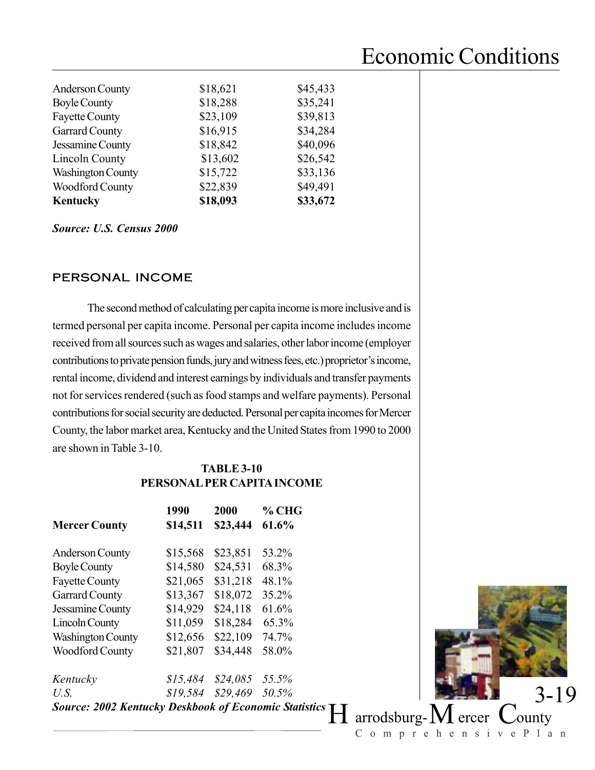| | | |
|---|---|---|
| Anderson County | $18,621 | $45,433 |
| Boyle County | $18,288 | $35,241 |
| Fayette County | $23,109 | $39,813 |
| Garrard County | $16,915 | $34,284 |
| Jessamine County | $18,842 | $40,096 |
| Lincoln County | $13,602 | $26,542 |
| Washington County | $15,722 | $33,136 |
| Woodford County | $22,839 | $49,491 |
| **Kentucky** | **$18,093** | **$33,672** |

***Source: U.S. Census 2000***

## PERSONAL INCOME

The second method of calculating per capita income is more inclusive and is termed personal per capita income. Personal per capita income includes income received from all sources such as wages and salaries, other labor income (employer contributions to private pension funds, jury and witness fees, etc.) proprietor's income, rental income, dividend and interest earnings by individuals and transfer payments not for services rendered (such as food stamps and welfare payments). Personal contributions for social security are deducted. Personal per capita incomes for Mercer County, the labor market area, Kentucky and the United States from 1990 to 2000 are shown in Table 3-10.

**TABLE 3-10**
**PERSONAL PER CAPITA INCOME**

| | **1990** | **2000** | **% CHG** |
|---|---|---|---|
| **Mercer County** | **$14,511** | **$23,444** | **61.6%** |
| Anderson County | $15,568 | $23,851 | 53.2% |
| Boyle County | $14,580 | $24,531 | 68.3% |
| Fayette County | $21,065 | $31,218 | 48.1% |
| Garrard County | $13,367 | $18,072 | 35.2% |
| Jessamine County | $14,929 | $24,118 | 61.6% |
| Lincoln County | $11,059 | $18,284 | 65.3% |
| Washington County | $12,656 | $22,109 | 74.7% |
| Woodford County | $21,807 | $34,448 | 58.0% |
| *Kentucky* | *$15,484* | *$24,085* | *55.5%* |
| *U.S.* | *$19,584* | *$29,469* | *50.5%* |

***Source: 2002 Kentucky Deskbook of Economic Statistics***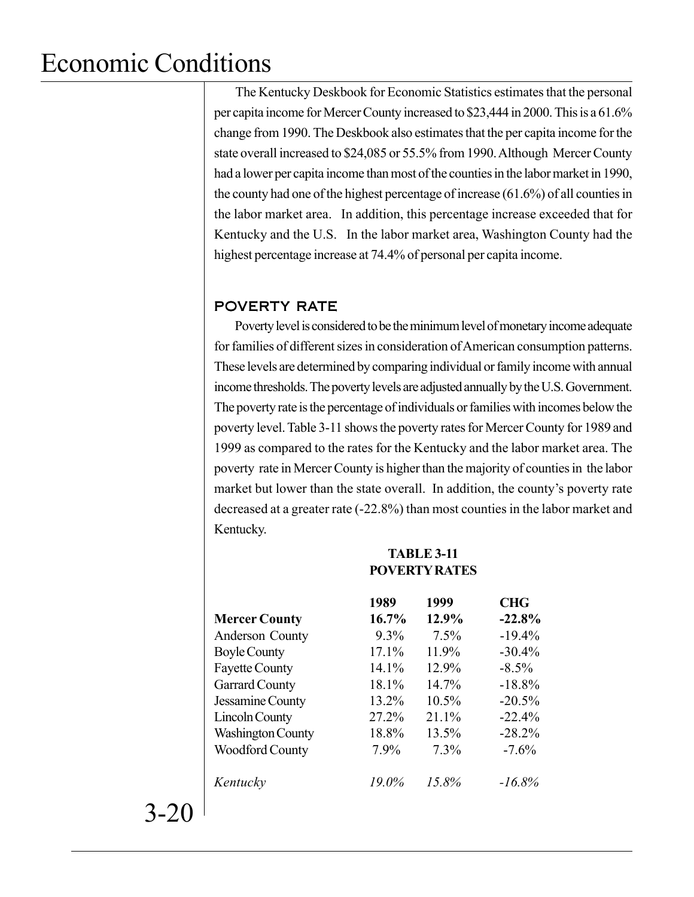The Kentucky Deskbook for Economic Statistics estimates that the personal per capita income for Mercer County increased to $23,444 in 2000. This is a 61.6% change from 1990. The Deskbook also estimates that the per capita income for the state overall increased to $24,085 or 55.5% from 1990. Although Mercer County had a lower per capita income than most of the counties in the labor market in 1990, the county had one of the highest percentage of increase (61.6%) of all counties in the labor market area. In addition, this percentage increase exceeded that for Kentucky and the U.S. In the labor market area, Washington County had the highest percentage increase at 74.4% of personal per capita income.

## POVERTY RATE

Poverty level is considered to be the minimum level of monetary income adequate for families of different sizes in consideration of American consumption patterns. These levels are determined by comparing individual or family income with annual income thresholds. The poverty levels are adjusted annually by the U.S. Government. The poverty rate is the percentage of individuals or families with incomes below the poverty level. Table 3-11 shows the poverty rates for Mercer County for 1989 and 1999 as compared to the rates for the Kentucky and the labor market area. The poverty rate in Mercer County is higher than the majority of counties in the labor market but lower than the state overall. In addition, the county's poverty rate decreased at a greater rate (-22.8%) than most counties in the labor market and Kentucky.

**TABLE 3-11**
**POVERTY RATES**

| | 1989 | 1999 | CHG |
|---|---|---|---|
| **Mercer County** | **16.7%** | **12.9%** | **-22.8%** |
| Anderson County | 9.3% | 7.5% | -19.4% |
| Boyle County | 17.1% | 11.9% | -30.4% |
| Fayette County | 14.1% | 12.9% | -8.5% |
| Garrard County | 18.1% | 14.7% | -18.8% |
| Jessamine County | 13.2% | 10.5% | -20.5% |
| Lincoln County | 27.2% | 21.1% | -22.4% |
| Washington County | 18.8% | 13.5% | -28.2% |
| Woodford County | 7.9% | 7.3% | -7.6% |
| *Kentucky* | *19.0%* | *15.8%* | *-16.8%* |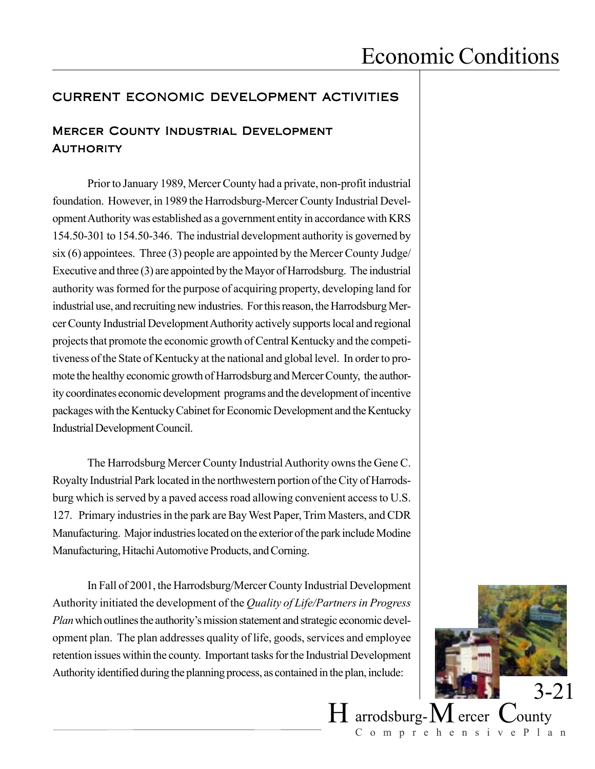## CURRENT ECONOMIC DEVELOPMENT ACTIVITIES

### Mercer County Industrial Development Authority

Prior to January 1989, Mercer County had a private, non-profit industrial foundation. However, in 1989 the Harrodsburg-Mercer County Industrial Development Authority was established as a government entity in accordance with KRS 154.50-301 to 154.50-346. The industrial development authority is governed by six (6) appointees. Three (3) people are appointed by the Mercer County Judge/Executive and three (3) are appointed by the Mayor of Harrodsburg. The industrial authority was formed for the purpose of acquiring property, developing land for industrial use, and recruiting new industries. For this reason, the Harrodsburg Mercer County Industrial Development Authority actively supports local and regional projects that promote the economic growth of Central Kentucky and the competitiveness of the State of Kentucky at the national and global level. In order to promote the healthy economic growth of Harrodsburg and Mercer County, the authority coordinates economic development programs and the development of incentive packages with the Kentucky Cabinet for Economic Development and the Kentucky Industrial Development Council.

The Harrodsburg Mercer County Industrial Authority owns the Gene C. Royalty Industrial Park located in the northwestern portion of the City of Harrodsburg which is served by a paved access road allowing convenient access to U.S. 127. Primary industries in the park are Bay West Paper, Trim Masters, and CDR Manufacturing. Major industries located on the exterior of the park include Modine Manufacturing, Hitachi Automotive Products, and Corning.

In Fall of 2001, the Harrodsburg/Mercer County Industrial Development Authority initiated the development of the *Quality of Life/Partners in Progress Plan* which outlines the authority's mission statement and strategic economic development plan. The plan addresses quality of life, goods, services and employee retention issues within the county. Important tasks for the Industrial Development Authority identified during the planning process, as contained in the plan, include: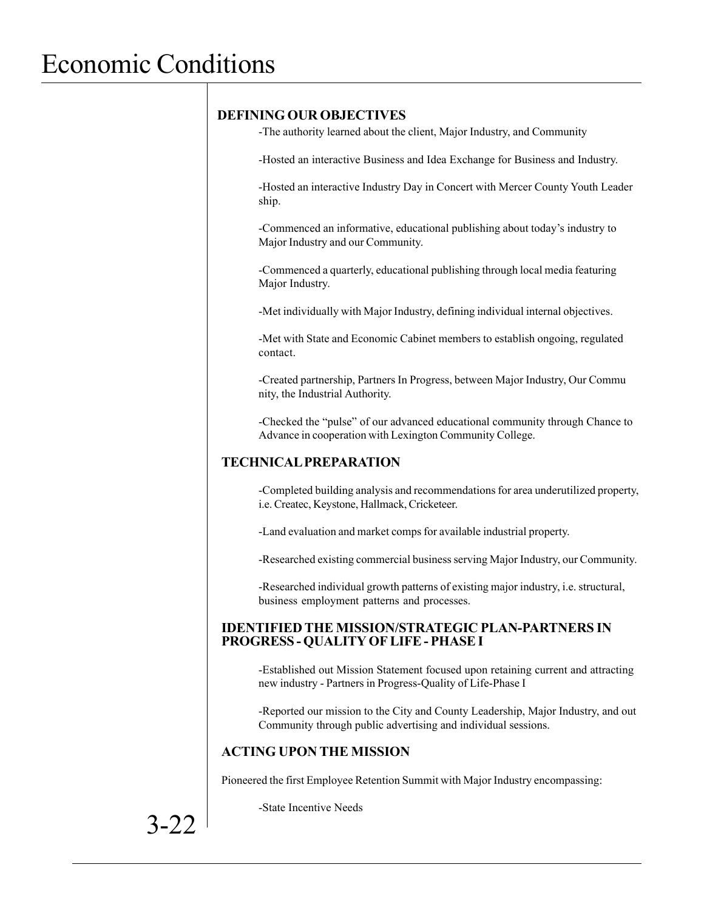# Economic Conditions

## DEFINING OUR OBJECTIVES

-The authority learned about the client, Major Industry, and Community

-Hosted an interactive Business and Idea Exchange for Business and Industry.

-Hosted an interactive Industry Day in Concert with Mercer County Youth Leadership.

-Commenced an informative, educational publishing about today's industry to Major Industry and our Community.

-Commenced a quarterly, educational publishing through local media featuring Major Industry.

-Met individually with Major Industry, defining individual internal objectives.

-Met with State and Economic Cabinet members to establish ongoing, regulated contact.

-Created partnership, Partners In Progress, between Major Industry, Our Community, the Industrial Authority.

-Checked the "pulse" of our advanced educational community through Chance to Advance in cooperation with Lexington Community College.

## TECHNICAL PREPARATION

-Completed building analysis and recommendations for area underutilized property, i.e. Createc, Keystone, Hallmack, Cricketeer.

-Land evaluation and market comps for available industrial property.

-Researched existing commercial business serving Major Industry, our Community.

-Researched individual growth patterns of existing major industry, i.e. structural, business employment patterns and processes.

## IDENTIFIED THE MISSION/STRATEGIC PLAN-PARTNERS IN PROGRESS - QUALITY OF LIFE - PHASE I

-Established out Mission Statement focused upon retaining current and attracting new industry - Partners in Progress-Quality of Life-Phase I

-Reported our mission to the City and County Leadership, Major Industry, and out Community through public advertising and individual sessions.

## ACTING UPON THE MISSION

Pioneered the first Employee Retention Summit with Major Industry encompassing:

-State Incentive Needs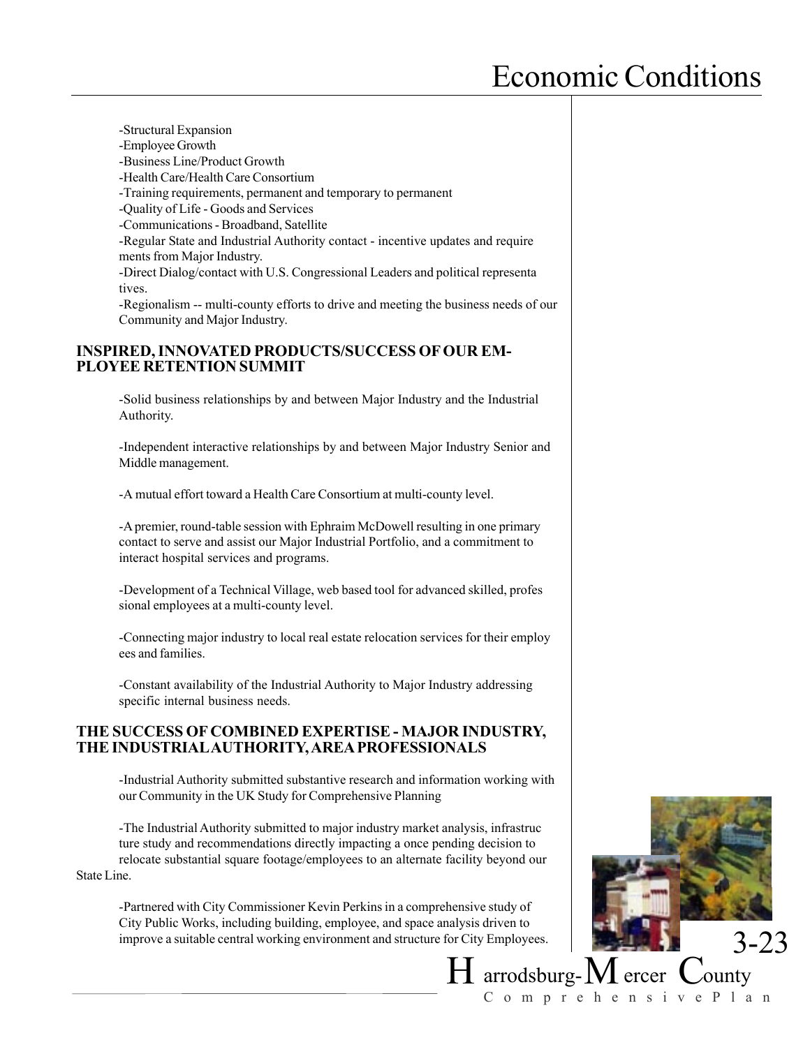-Structural Expansion
-Employee Growth
-Business Line/Product Growth
-Health Care/Health Care Consortium
-Training requirements, permanent and temporary to permanent
-Quality of Life - Goods and Services
-Communications - Broadband, Satellite
-Regular State and Industrial Authority contact - incentive updates and requirements from Major Industry.
-Direct Dialog/contact with U.S. Congressional Leaders and political representatives.
-Regionalism -- multi-county efforts to drive and meeting the business needs of our Community and Major Industry.

**INSPIRED, INNOVATED PRODUCTS/SUCCESS OF OUR EMPLOYEE RETENTION SUMMIT**

-Solid business relationships by and between Major Industry and the Industrial Authority.

-Independent interactive relationships by and between Major Industry Senior and Middle management.

-A mutual effort toward a Health Care Consortium at multi-county level.

-A premier, round-table session with Ephraim McDowell resulting in one primary contact to serve and assist our Major Industrial Portfolio, and a commitment to interact hospital services and programs.

-Development of a Technical Village, web based tool for advanced skilled, professional employees at a multi-county level.

-Connecting major industry to local real estate relocation services for their employees and families.

-Constant availability of the Industrial Authority to Major Industry addressing specific internal business needs.

**THE SUCCESS OF COMBINED EXPERTISE - MAJOR INDUSTRY, THE INDUSTRIAL AUTHORITY, AREA PROFESSIONALS**

-Industrial Authority submitted substantive research and information working with our Community in the UK Study for Comprehensive Planning

-The Industrial Authority submitted to major industry market analysis, infrastructure study and recommendations directly impacting a once pending decision to relocate substantial square footage/employees to an alternate facility beyond our State Line.

-Partnered with City Commissioner Kevin Perkins in a comprehensive study of City Public Works, including building, employee, and space analysis driven to improve a suitable central working environment and structure for City Employees.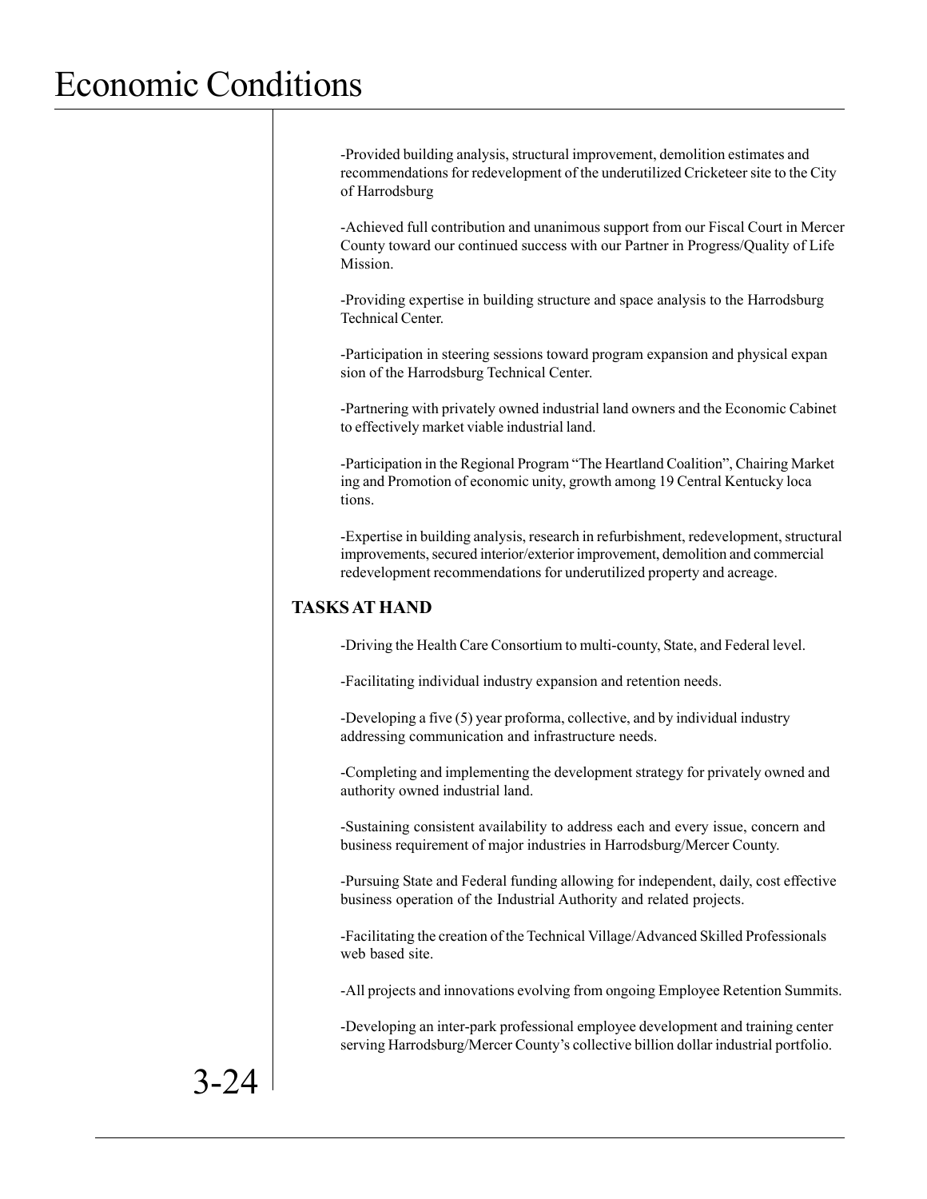-Provided building analysis, structural improvement, demolition estimates and recommendations for redevelopment of the underutilized Cricketeer site to the City of Harrodsburg

-Achieved full contribution and unanimous support from our Fiscal Court in Mercer County toward our continued success with our Partner in Progress/Quality of Life Mission.

-Providing expertise in building structure and space analysis to the Harrodsburg Technical Center.

-Participation in steering sessions toward program expansion and physical expansion of the Harrodsburg Technical Center.

-Partnering with privately owned industrial land owners and the Economic Cabinet to effectively market viable industrial land.

-Participation in the Regional Program "The Heartland Coalition", Chairing Marketing and Promotion of economic unity, growth among 19 Central Kentucky locations.

-Expertise in building analysis, research in refurbishment, redevelopment, structural improvements, secured interior/exterior improvement, demolition and commercial redevelopment recommendations for underutilized property and acreage.

**TASKS AT HAND**

-Driving the Health Care Consortium to multi-county, State, and Federal level.

-Facilitating individual industry expansion and retention needs.

-Developing a five (5) year proforma, collective, and by individual industry addressing communication and infrastructure needs.

-Completing and implementing the development strategy for privately owned and authority owned industrial land.

-Sustaining consistent availability to address each and every issue, concern and business requirement of major industries in Harrodsburg/Mercer County.

-Pursuing State and Federal funding allowing for independent, daily, cost effective business operation of the Industrial Authority and related projects.

-Facilitating the creation of the Technical Village/Advanced Skilled Professionals web based site.

-All projects and innovations evolving from ongoing Employee Retention Summits.

-Developing an inter-park professional employee development and training center serving Harrodsburg/Mercer County's collective billion dollar industrial portfolio.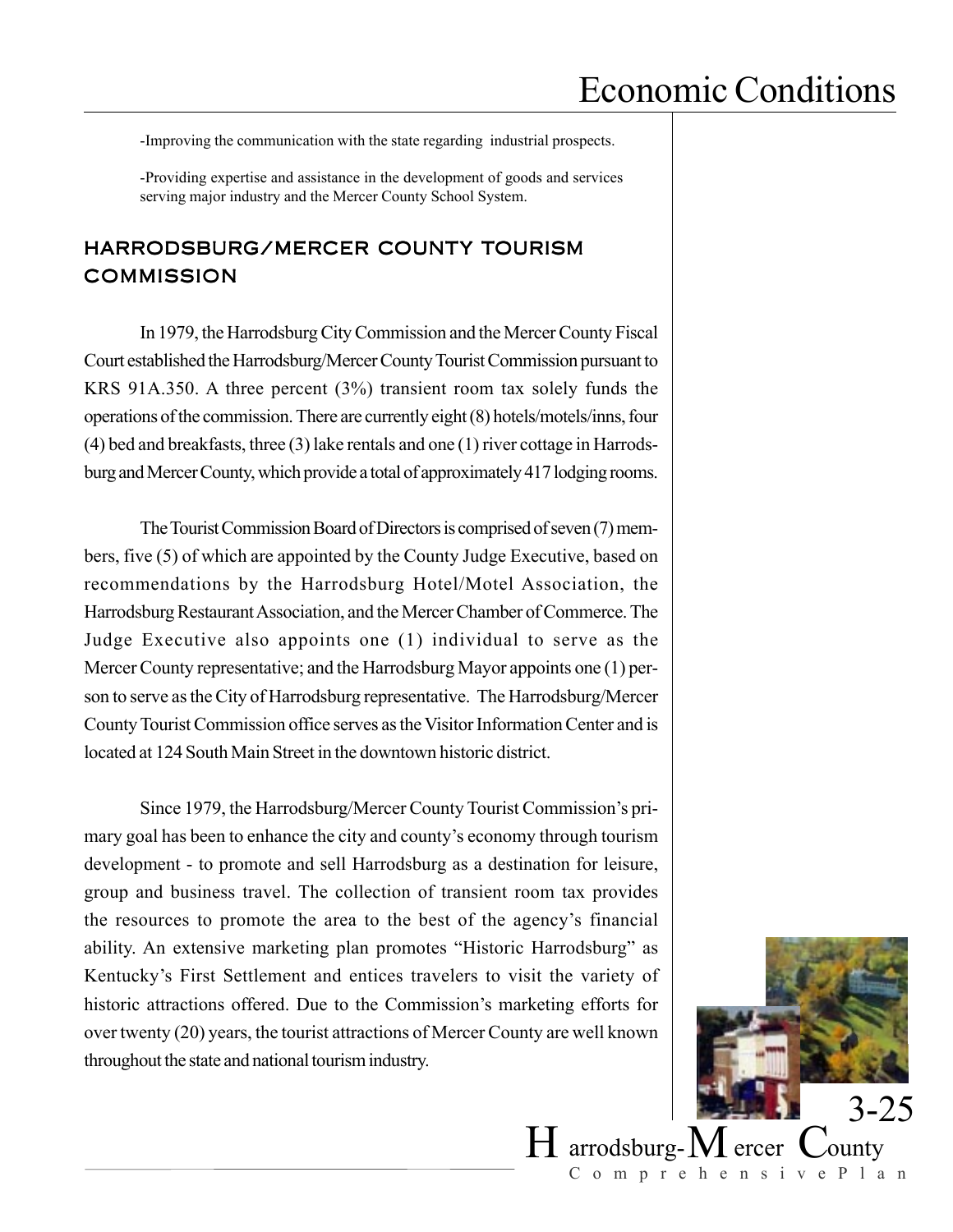-Improving the communication with the state regarding industrial prospects.

-Providing expertise and assistance in the development of goods and services serving major industry and the Mercer County School System.

## HARRODSBURG/MERCER COUNTY TOURISM COMMISSION

In 1979, the Harrodsburg City Commission and the Mercer County Fiscal Court established the Harrodsburg/Mercer County Tourist Commission pursuant to KRS 91A.350. A three percent (3%) transient room tax solely funds the operations of the commission. There are currently eight (8) hotels/motels/inns, four (4) bed and breakfasts, three (3) lake rentals and one (1) river cottage in Harrodsburg and Mercer County, which provide a total of approximately 417 lodging rooms.

The Tourist Commission Board of Directors is comprised of seven (7) members, five (5) of which are appointed by the County Judge Executive, based on recommendations by the Harrodsburg Hotel/Motel Association, the Harrodsburg Restaurant Association, and the Mercer Chamber of Commerce. The Judge Executive also appoints one (1) individual to serve as the Mercer County representative; and the Harrodsburg Mayor appoints one (1) person to serve as the City of Harrodsburg representative. The Harrodsburg/Mercer County Tourist Commission office serves as the Visitor Information Center and is located at 124 South Main Street in the downtown historic district.

Since 1979, the Harrodsburg/Mercer County Tourist Commission's primary goal has been to enhance the city and county's economy through tourism development - to promote and sell Harrodsburg as a destination for leisure, group and business travel. The collection of transient room tax provides the resources to promote the area to the best of the agency's financial ability. An extensive marketing plan promotes "Historic Harrodsburg" as Kentucky's First Settlement and entices travelers to visit the variety of historic attractions offered. Due to the Commission's marketing efforts for over twenty (20) years, the tourist attractions of Mercer County are well known throughout the state and national tourism industry.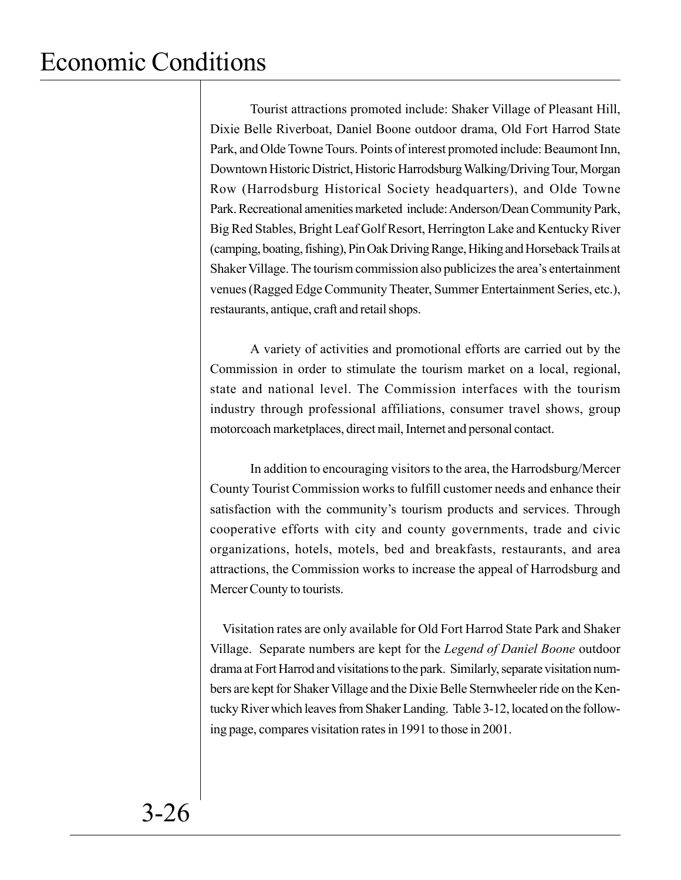Tourist attractions promoted include: Shaker Village of Pleasant Hill, Dixie Belle Riverboat, Daniel Boone outdoor drama, Old Fort Harrod State Park, and Olde Towne Tours. Points of interest promoted include: Beaumont Inn, Downtown Historic District, Historic Harrodsburg Walking/Driving Tour, Morgan Row (Harrodsburg Historical Society headquarters), and Olde Towne Park. Recreational amenities marketed include: Anderson/Dean Community Park, Big Red Stables, Bright Leaf Golf Resort, Herrington Lake and Kentucky River (camping, boating, fishing), Pin Oak Driving Range, Hiking and Horseback Trails at Shaker Village. The tourism commission also publicizes the area's entertainment venues (Ragged Edge Community Theater, Summer Entertainment Series, etc.), restaurants, antique, craft and retail shops.

A variety of activities and promotional efforts are carried out by the Commission in order to stimulate the tourism market on a local, regional, state and national level. The Commission interfaces with the tourism industry through professional affiliations, consumer travel shows, group motorcoach marketplaces, direct mail, Internet and personal contact.

In addition to encouraging visitors to the area, the Harrodsburg/Mercer County Tourist Commission works to fulfill customer needs and enhance their satisfaction with the community's tourism products and services. Through cooperative efforts with city and county governments, trade and civic organizations, hotels, motels, bed and breakfasts, restaurants, and area attractions, the Commission works to increase the appeal of Harrodsburg and Mercer County to tourists.

Visitation rates are only available for Old Fort Harrod State Park and Shaker Village. Separate numbers are kept for the *Legend of Daniel Boone* outdoor drama at Fort Harrod and visitations to the park. Similarly, separate visitation numbers are kept for Shaker Village and the Dixie Belle Sternwheeler ride on the Kentucky River which leaves from Shaker Landing. Table 3-12, located on the following page, compares visitation rates in 1991 to those in 2001.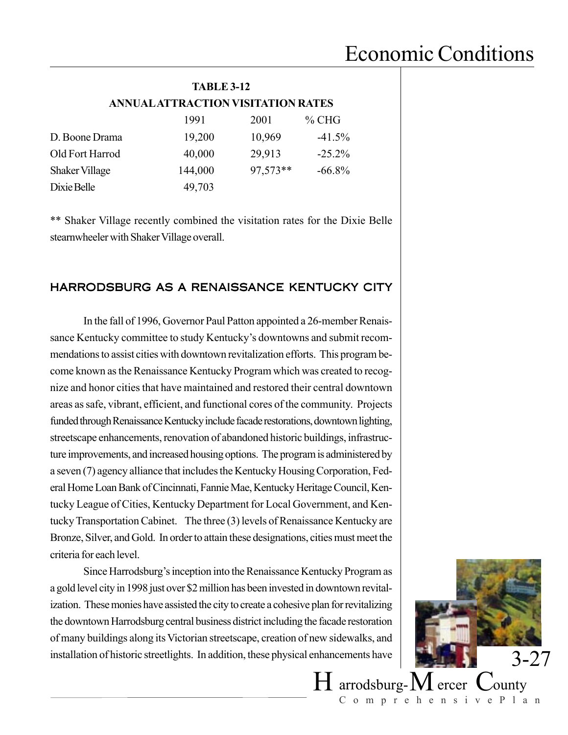**TABLE 3-12**

**ANNUAL ATTRACTION VISITATION RATES**

| | 1991 | 2001 | % CHG |
|---|---|---|---|
| D. Boone Drama | 19,200 | 10,969 | -41.5% |
| Old Fort Harrod | 40,000 | 29,913 | -25.2% |
| Shaker Village | 144,000 | 97,573** | -66.8% |
| Dixie Belle | 49,703 | | |

** Shaker Village recently combined the visitation rates for the Dixie Belle stearnwheeler with Shaker Village overall.

## HARRODSBURG AS A RENAISSANCE KENTUCKY CITY

In the fall of 1996, Governor Paul Patton appointed a 26-member Renaissance Kentucky committee to study Kentucky's downtowns and submit recommendations to assist cities with downtown revitalization efforts. This program become known as the Renaissance Kentucky Program which was created to recognize and honor cities that have maintained and restored their central downtown areas as safe, vibrant, efficient, and functional cores of the community. Projects funded through Renaissance Kentucky include facade restorations, downtown lighting, streetscape enhancements, renovation of abandoned historic buildings, infrastructure improvements, and increased housing options. The program is administered by a seven (7) agency alliance that includes the Kentucky Housing Corporation, Federal Home Loan Bank of Cincinnati, Fannie Mae, Kentucky Heritage Council, Kentucky League of Cities, Kentucky Department for Local Government, and Kentucky Transportation Cabinet. The three (3) levels of Renaissance Kentucky are Bronze, Silver, and Gold. In order to attain these designations, cities must meet the criteria for each level.

Since Harrodsburg's inception into the Renaissance Kentucky Program as a gold level city in 1998 just over $2 million has been invested in downtown revitalization. These monies have assisted the city to create a cohesive plan for revitalizing the downtown Harrodsburg central business district including the facade restoration of many buildings along its Victorian streetscape, creation of new sidewalks, and installation of historic streetlights. In addition, these physical enhancements have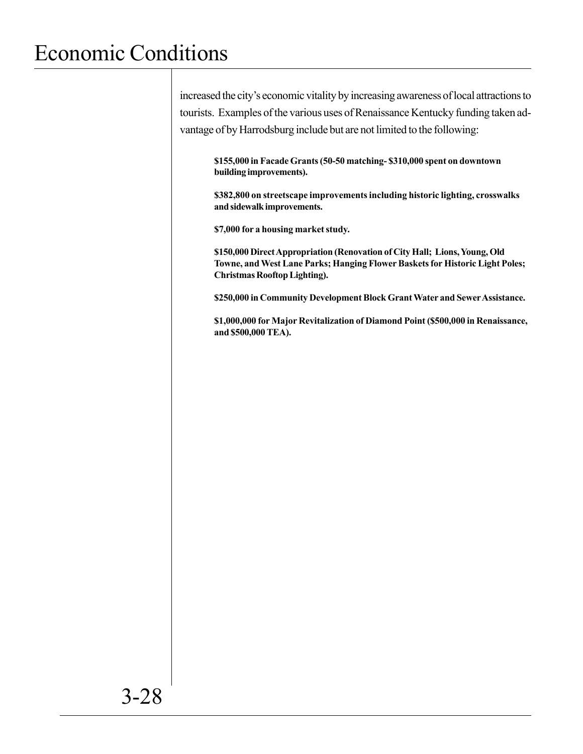increased the city's economic vitality by increasing awareness of local attractions to tourists. Examples of the various uses of Renaissance Kentucky funding taken advantage of by Harrodsburg include but are not limited to the following:

**$155,000 in Facade Grants (50-50 matching- $310,000 spent on downtown building improvements).**

**$382,800 on streetscape improvements including historic lighting, crosswalks and sidewalk improvements.**

**$7,000 for a housing market study.**

**$150,000 Direct Appropriation (Renovation of City Hall; Lions, Young, Old Towne, and West Lane Parks; Hanging Flower Baskets for Historic Light Poles; Christmas Rooftop Lighting).**

**$250,000 in Community Development Block Grant Water and Sewer Assistance.**

**$1,000,000 for Major Revitalization of Diamond Point ($500,000 in Renaissance, and $500,000 TEA).**